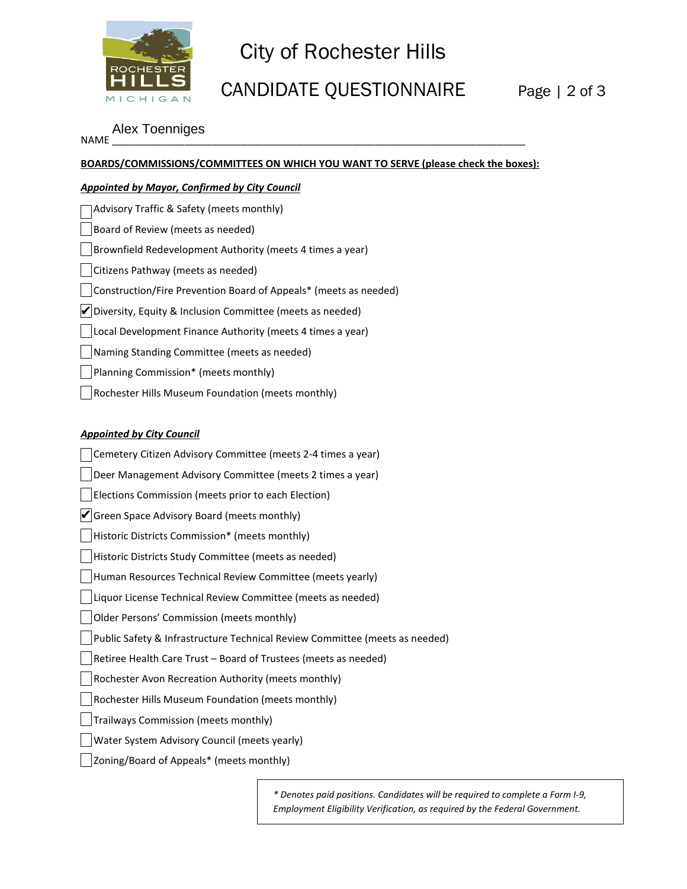# City of Rochester Hills

## CANDIDATE QUESTIONNAIRE

NAME Alex Toenniges

**BOARDS/COMMISSIONS/COMMITTEES ON WHICH YOU WANT TO SERVE (please check the boxes):**

***Appointed by Mayor, Confirmed by City Council***

- [ ] Advisory Traffic & Safety (meets monthly)
- [ ] Board of Review (meets as needed)
- [ ] Brownfield Redevelopment Authority (meets 4 times a year)
- [ ] Citizens Pathway (meets as needed)
- [ ] Construction/Fire Prevention Board of Appeals* (meets as needed)
- [x] Diversity, Equity & Inclusion Committee (meets as needed)
- [ ] Local Development Finance Authority (meets 4 times a year)
- [ ] Naming Standing Committee (meets as needed)
- [ ] Planning Commission* (meets monthly)
- [ ] Rochester Hills Museum Foundation (meets monthly)

***Appointed by City Council***

- [ ] Cemetery Citizen Advisory Committee (meets 2-4 times a year)
- [ ] Deer Management Advisory Committee (meets 2 times a year)
- [ ] Elections Commission (meets prior to each Election)
- [x] Green Space Advisory Board (meets monthly)
- [ ] Historic Districts Commission* (meets monthly)
- [ ] Historic Districts Study Committee (meets as needed)
- [ ] Human Resources Technical Review Committee (meets yearly)
- [ ] Liquor License Technical Review Committee (meets as needed)
- [ ] Older Persons' Commission (meets monthly)
- [ ] Public Safety & Infrastructure Technical Review Committee (meets as needed)
- [ ] Retiree Health Care Trust – Board of Trustees (meets as needed)
- [ ] Rochester Avon Recreation Authority (meets monthly)
- [ ] Rochester Hills Museum Foundation (meets monthly)
- [ ] Trailways Commission (meets monthly)
- [ ] Water System Advisory Council (meets yearly)
- [ ] Zoning/Board of Appeals* (meets monthly)

*\* Denotes paid positions. Candidates will be required to complete a Form I-9, Employment Eligibility Verification, as required by the Federal Government.*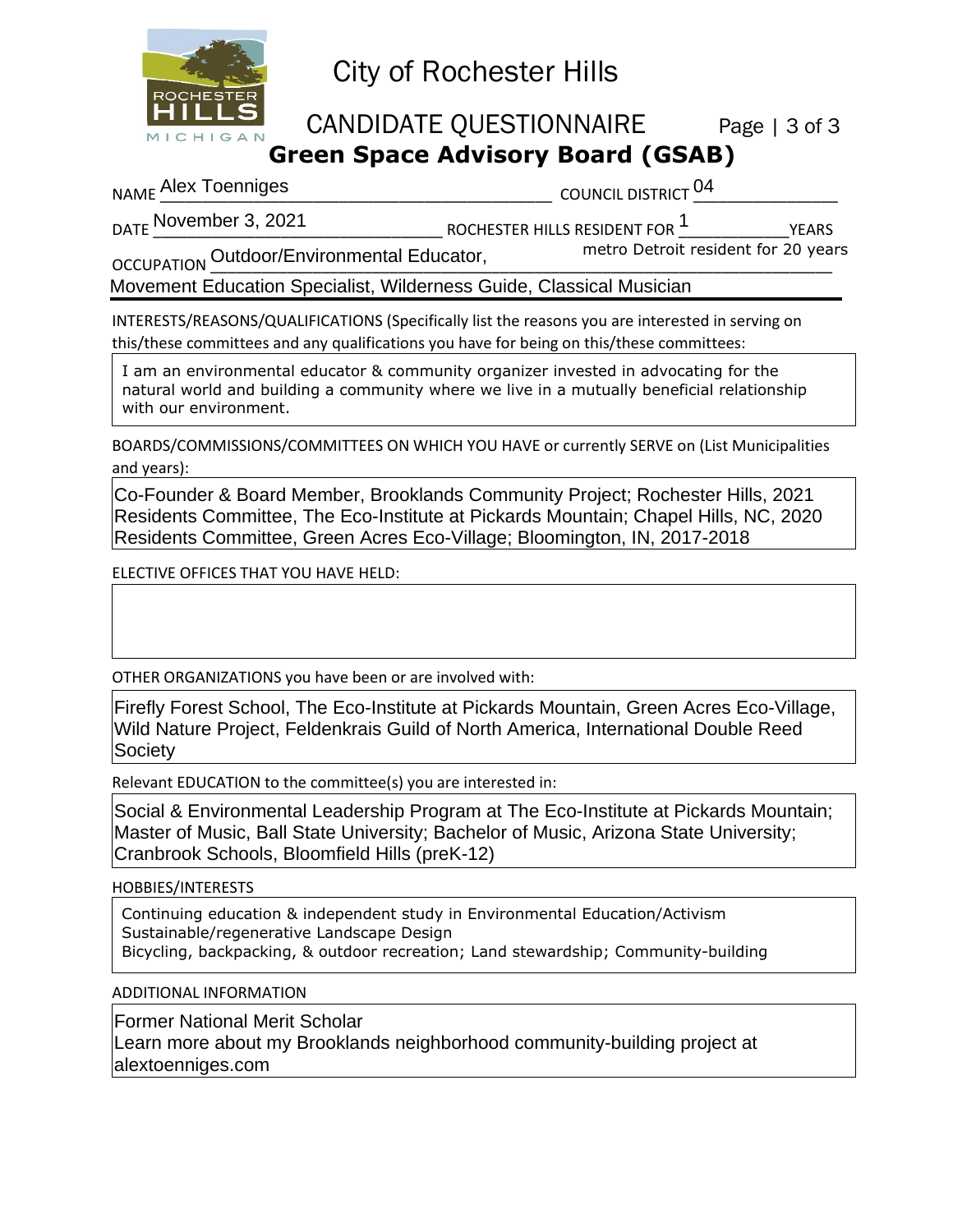# City of Rochester Hills

## CANDIDATE QUESTIONNAIRE

## Green Space Advisory Board (GSAB)

NAME Alex Toenniges COUNCIL DISTRICT 04

DATE November 3, 2021 ROCHESTER HILLS RESIDENT FOR 1 YEARS
metro Detroit resident for 20 years

OCCUPATION Outdoor/Environmental Educator, Movement Education Specialist, Wilderness Guide, Classical Musician

INTERESTS/REASONS/QUALIFICATIONS (Specifically list the reasons you are interested in serving on this/these committees and any qualifications you have for being on this/these committees:

I am an environmental educator & community organizer invested in advocating for the natural world and building a community where we live in a mutually beneficial relationship with our environment.

BOARDS/COMMISSIONS/COMMITTEES ON WHICH YOU HAVE or currently SERVE on (List Municipalities and years):

Co-Founder & Board Member, Brooklands Community Project; Rochester Hills, 2021
Residents Committee, The Eco-Institute at Pickards Mountain; Chapel Hills, NC, 2020
Residents Committee, Green Acres Eco-Village; Bloomington, IN, 2017-2018

ELECTIVE OFFICES THAT YOU HAVE HELD:

OTHER ORGANIZATIONS you have been or are involved with:

Firefly Forest School, The Eco-Institute at Pickards Mountain, Green Acres Eco-Village, Wild Nature Project, Feldenkrais Guild of North America, International Double Reed Society

Relevant EDUCATION to the committee(s) you are interested in:

Social & Environmental Leadership Program at The Eco-Institute at Pickards Mountain;
Master of Music, Ball State University; Bachelor of Music, Arizona State University;
Cranbrook Schools, Bloomfield Hills (preK-12)

HOBBIES/INTERESTS

Continuing education & independent study in Environmental Education/Activism
Sustainable/regenerative Landscape Design
Bicycling, backpacking, & outdoor recreation; Land stewardship; Community-building

ADDITIONAL INFORMATION

Former National Merit Scholar
Learn more about my Brooklands neighborhood community-building project at alextoenniges.com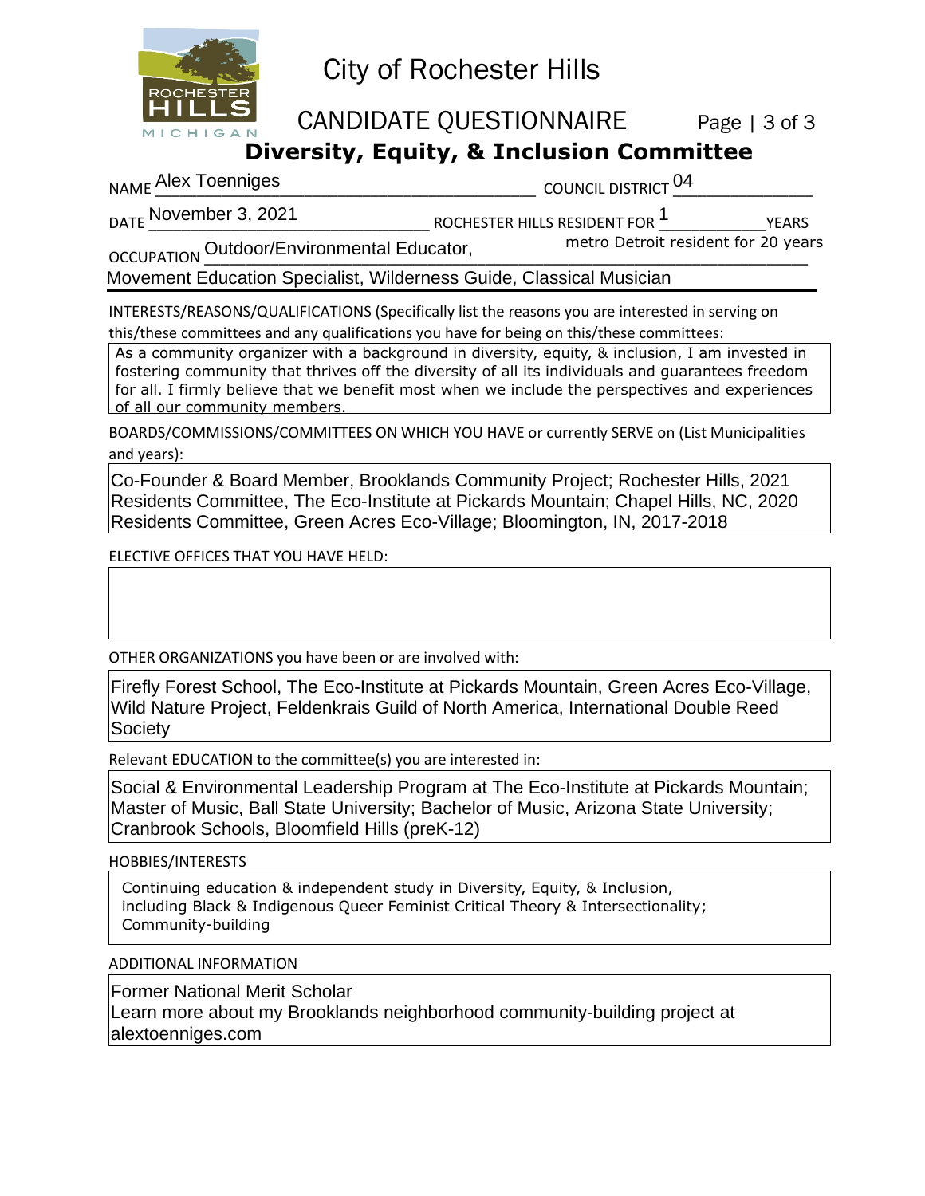# City of Rochester Hills

## CANDIDATE QUESTIONNAIRE

## Diversity, Equity, & Inclusion Committee

NAME Alex Toenniges COUNCIL DISTRICT 04

DATE November 3, 2021 ROCHESTER HILLS RESIDENT FOR 1 YEARS
metro Detroit resident for 20 years

OCCUPATION Outdoor/Environmental Educator,
Movement Education Specialist, Wilderness Guide, Classical Musician

INTERESTS/REASONS/QUALIFICATIONS (Specifically list the reasons you are interested in serving on this/these committees and any qualifications you have for being on this/these committees:

As a community organizer with a background in diversity, equity, & inclusion, I am invested in fostering community that thrives off the diversity of all its individuals and guarantees freedom for all. I firmly believe that we benefit most when we include the perspectives and experiences of all our community members.

BOARDS/COMMISSIONS/COMMITTEES ON WHICH YOU HAVE or currently SERVE on (List Municipalities and years):

Co-Founder & Board Member, Brooklands Community Project; Rochester Hills, 2021
Residents Committee, The Eco-Institute at Pickards Mountain; Chapel Hills, NC, 2020
Residents Committee, Green Acres Eco-Village; Bloomington, IN, 2017-2018

ELECTIVE OFFICES THAT YOU HAVE HELD:

OTHER ORGANIZATIONS you have been or are involved with:

Firefly Forest School, The Eco-Institute at Pickards Mountain, Green Acres Eco-Village, Wild Nature Project, Feldenkrais Guild of North America, International Double Reed Society

Relevant EDUCATION to the committee(s) you are interested in:

Social & Environmental Leadership Program at The Eco-Institute at Pickards Mountain;
Master of Music, Ball State University; Bachelor of Music, Arizona State University;
Cranbrook Schools, Bloomfield Hills (preK-12)

HOBBIES/INTERESTS

Continuing education & independent study in Diversity, Equity, & Inclusion, including Black & Indigenous Queer Feminist Critical Theory & Intersectionality;
Community-building

ADDITIONAL INFORMATION

Former National Merit Scholar
Learn more about my Brooklands neighborhood community-building project at alextoenniges.com